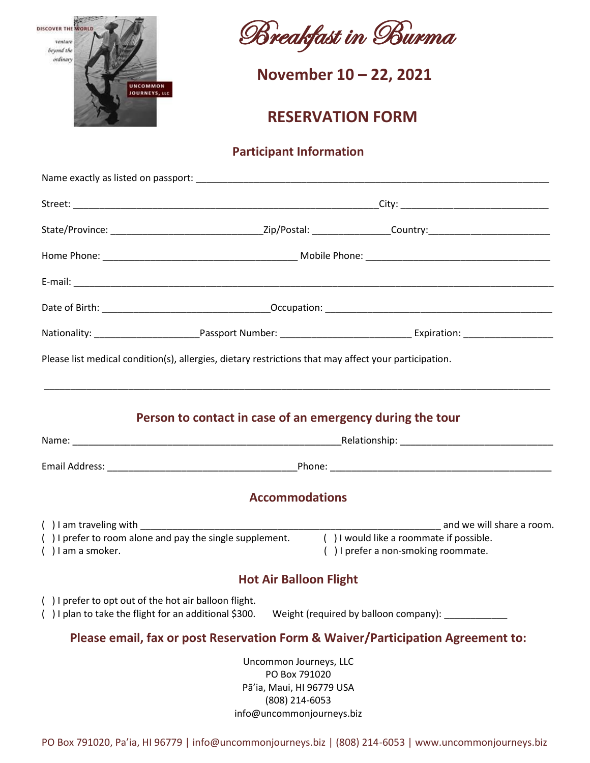# Breakfast in Burma

## November 10 – 22, 2021

## RESERVATION FORM

### Participant Information

Name exactly as listed on passport: ___________________________________________

Street: ___________________________________________ City: ___________________________

State/Province: ___________________________ Zip/Postal: ______________ Country: _______________________

Home Phone: ___________________________________ Mobile Phone: __________________________________

E-mail: ___________________________________________________________________________

Date of Birth: _______________________________ Occupation: ______________________________________

Nationality: ___________________ Passport Number: ________________________ Expiration: ________________

Please list medical condition(s), allergies, dietary restrictions that may affect your participation.

___________________________________________________________________________

### Person to contact in case of an emergency during the tour

Name: __________________________________________________ Relationship: ____________________________

Email Address: ___________________________________ Phone: _________________________________________

### Accommodations

( ) I am traveling with _______________________________________________________ and we will share a room.

( ) I prefer to room alone and pay the single supplement.

( ) I would like a roommate if possible.

( ) I am a smoker.

( ) I prefer a non-smoking roommate.

### Hot Air Balloon Flight

( ) I prefer to opt out of the hot air balloon flight.

( ) I plan to take the flight for an additional $300. Weight (required by balloon company): ___________

### Please email, fax or post Reservation Form & Waiver/Participation Agreement to:

Uncommon Journeys, LLC
PO Box 791020
Pā'ia, Maui, HI 96779 USA
(808) 214-6053
info@uncommonjourneys.biz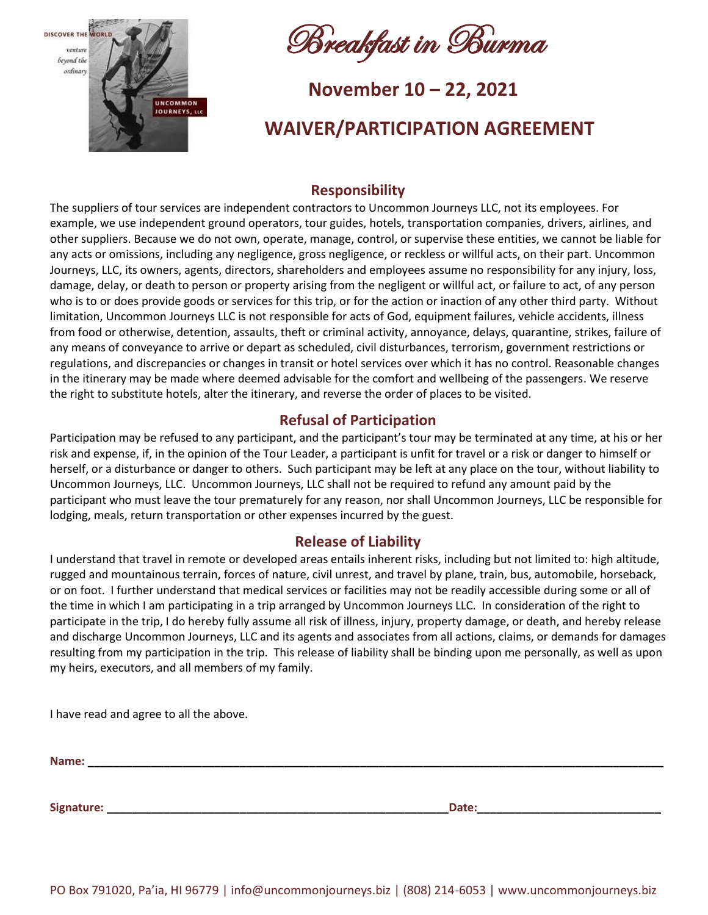# Breakfast in Burma

## November 10 – 22, 2021

## WAIVER/PARTICIPATION AGREEMENT

### Responsibility

The suppliers of tour services are independent contractors to Uncommon Journeys LLC, not its employees. For example, we use independent ground operators, tour guides, hotels, transportation companies, drivers, airlines, and other suppliers. Because we do not own, operate, manage, control, or supervise these entities, we cannot be liable for any acts or omissions, including any negligence, gross negligence, or reckless or willful acts, on their part. Uncommon Journeys, LLC, its owners, agents, directors, shareholders and employees assume no responsibility for any injury, loss, damage, delay, or death to person or property arising from the negligent or willful act, or failure to act, of any person who is to or does provide goods or services for this trip, or for the action or inaction of any other third party. Without limitation, Uncommon Journeys LLC is not responsible for acts of God, equipment failures, vehicle accidents, illness from food or otherwise, detention, assaults, theft or criminal activity, annoyance, delays, quarantine, strikes, failure of any means of conveyance to arrive or depart as scheduled, civil disturbances, terrorism, government restrictions or regulations, and discrepancies or changes in transit or hotel services over which it has no control. Reasonable changes in the itinerary may be made where deemed advisable for the comfort and wellbeing of the passengers. We reserve the right to substitute hotels, alter the itinerary, and reverse the order of places to be visited.

### Refusal of Participation

Participation may be refused to any participant, and the participant's tour may be terminated at any time, at his or her risk and expense, if, in the opinion of the Tour Leader, a participant is unfit for travel or a risk or danger to himself or herself, or a disturbance or danger to others. Such participant may be left at any place on the tour, without liability to Uncommon Journeys, LLC. Uncommon Journeys, LLC shall not be required to refund any amount paid by the participant who must leave the tour prematurely for any reason, nor shall Uncommon Journeys, LLC be responsible for lodging, meals, return transportation or other expenses incurred by the guest.

### Release of Liability

I understand that travel in remote or developed areas entails inherent risks, including but not limited to: high altitude, rugged and mountainous terrain, forces of nature, civil unrest, and travel by plane, train, bus, automobile, horseback, or on foot. I further understand that medical services or facilities may not be readily accessible during some or all of the time in which I am participating in a trip arranged by Uncommon Journeys LLC. In consideration of the right to participate in the trip, I do hereby fully assume all risk of illness, injury, property damage, or death, and hereby release and discharge Uncommon Journeys, LLC and its agents and associates from all actions, claims, or demands for damages resulting from my participation in the trip. This release of liability shall be binding upon me personally, as well as upon my heirs, executors, and all members of my family.

I have read and agree to all the above.

**Name:** ______________________________________________________________

**Signature:** ________________________________________ **Date:** ____________________

PO Box 791020, Pa'ia, HI 96779 | info@uncommonjourneys.biz | (808) 214-6053 | www.uncommonjourneys.biz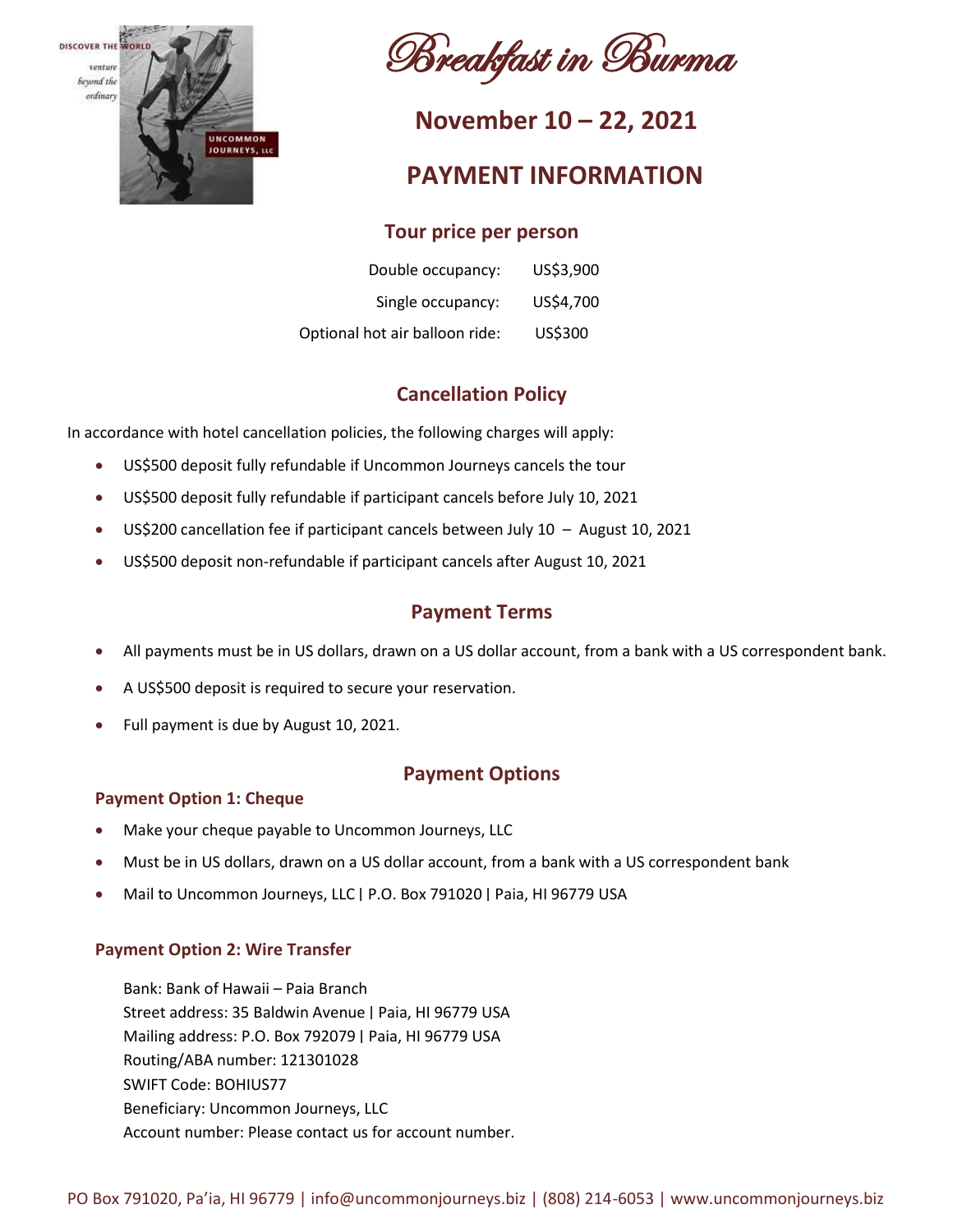# Breakfast in Burma

## November 10 – 22, 2021

## PAYMENT INFORMATION

### Tour price per person

| | |
|---|---|
| Double occupancy: | US$3,900 |
| Single occupancy: | US$4,700 |
| Optional hot air balloon ride: | US$300 |

### Cancellation Policy

In accordance with hotel cancellation policies, the following charges will apply:

- US$500 deposit fully refundable if Uncommon Journeys cancels the tour
- US$500 deposit fully refundable if participant cancels before July 10, 2021
- US$200 cancellation fee if participant cancels between July 10 – August 10, 2021
- US$500 deposit non-refundable if participant cancels after August 10, 2021

### Payment Terms

- All payments must be in US dollars, drawn on a US dollar account, from a bank with a US correspondent bank.
- A US$500 deposit is required to secure your reservation.
- Full payment is due by August 10, 2021.

### Payment Options

#### Payment Option 1: Cheque

- Make your cheque payable to Uncommon Journeys, LLC
- Must be in US dollars, drawn on a US dollar account, from a bank with a US correspondent bank
- Mail to Uncommon Journeys, LLC | P.O. Box 791020 | Paia, HI 96779 USA

#### Payment Option 2: Wire Transfer

Bank: Bank of Hawaii – Paia Branch
Street address: 35 Baldwin Avenue | Paia, HI 96779 USA
Mailing address: P.O. Box 792079 | Paia, HI 96779 USA
Routing/ABA number: 121301028
SWIFT Code: BOHIUS77
Beneficiary: Uncommon Journeys, LLC
Account number: Please contact us for account number.

PO Box 791020, Pa'ia, HI 96779 | info@uncommonjourneys.biz | (808) 214-6053 | www.uncommonjourneys.biz